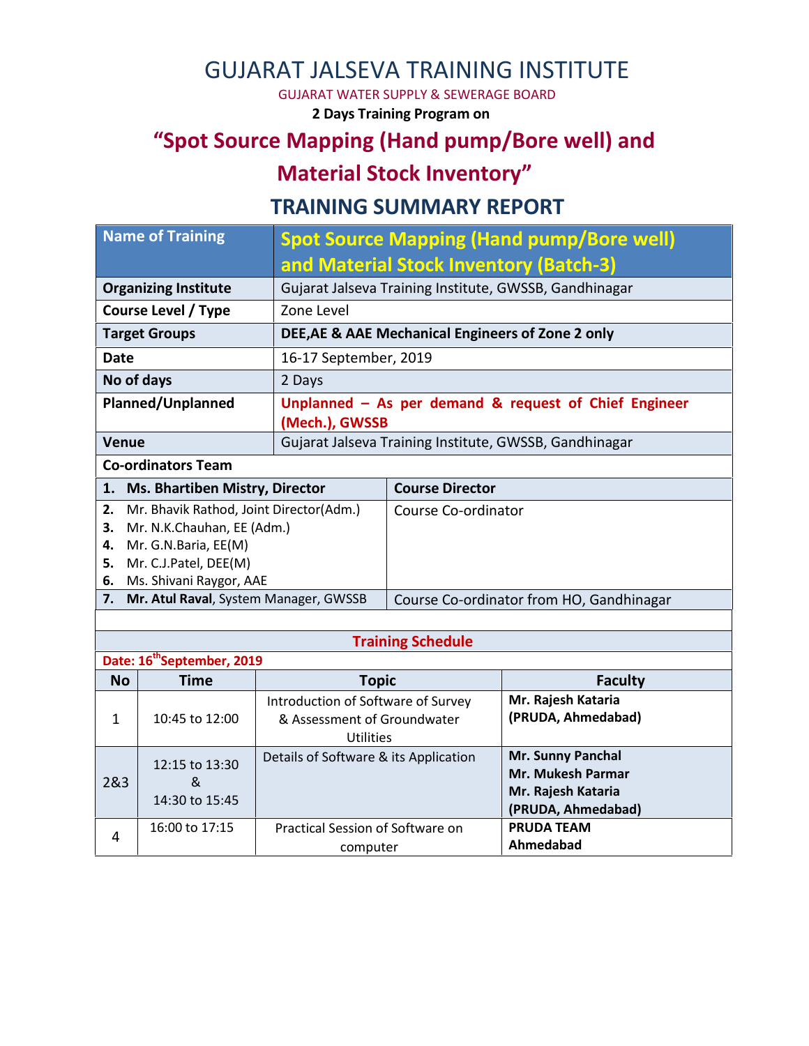# GUJARAT JALSEVA TRAINING INSTITUTE

GUJARAT WATER SUPPLY & SEWERAGE BOARD

**2 Days Training Program on**

## "Spot Source Mapping (Hand pump/Bore well) and Material Stock Inventory"

## TRAINING SUMMARY REPORT

| Name of Training | Spot Source Mapping (Hand pump/Bore well) and Material Stock Inventory (Batch-3) |
|---|---|
| **Organizing Institute** | Gujarat Jalseva Training Institute, GWSSB, Gandhinagar |
| **Course Level / Type** | Zone Level |
| **Target Groups** | **DEE,AE & AAE Mechanical Engineers of Zone 2 only** |
| **Date** | 16-17 September, 2019 |
| **No of days** | 2 Days |
| **Planned/Unplanned** | **Unplanned – As per demand & request of Chief Engineer (Mech.), GWSSB** |
| **Venue** | Gujarat Jalseva Training Institute, GWSSB, Gandhinagar |

**Co-ordinators Team**

| Name | Role |
|---|---|
| **1. Ms. Bhartiben Mistry, Director** | **Course Director** |
| 2. Mr. Bhavik Rathod, Joint Director(Adm.)<br>3. Mr. N.K.Chauhan, EE (Adm.)<br>4. Mr. G.N.Baria, EE(M)<br>5. Mr. C.J.Patel, DEE(M)<br>6. Ms. Shivani Raygor, AAE | Course Co-ordinator |
| 7. **Mr. Atul Raval**, System Manager, GWSSB | Course Co-ordinator from HO, Gandhinagar |

**Training Schedule**

**Date: 16th September, 2019**

| No | Time | Topic | Faculty |
|---|---|---|---|
| 1 | 10:45 to 12:00 | Introduction of Software of Survey & Assessment of Groundwater Utilities | **Mr. Rajesh Kataria (PRUDA, Ahmedabad)** |
| 2&3 | 12:15 to 13:30 & 14:30 to 15:45 | Details of Software & its Application | **Mr. Sunny Panchal<br>Mr. Mukesh Parmar<br>Mr. Rajesh Kataria (PRUDA, Ahmedabad)** |
| 4 | 16:00 to 17:15 | Practical Session of Software on computer | **PRUDA TEAM Ahmedabad** |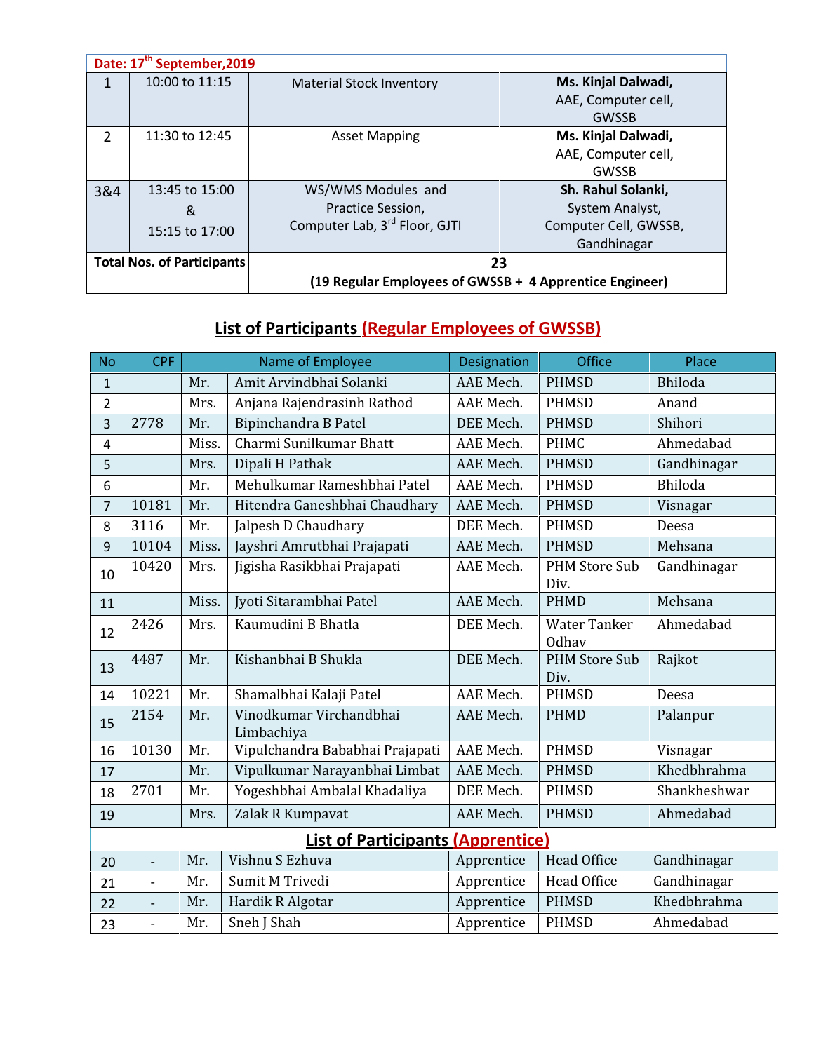| Date: 17th September,2019 | | | |
|---|---|---|---|
| 1 | 10:00 to 11:15 | Material Stock Inventory | **Ms. Kinjal Dalwadi,** AAE, Computer cell, GWSSB |
| 2 | 11:30 to 12:45 | Asset Mapping | **Ms. Kinjal Dalwadi,** AAE, Computer cell, GWSSB |
| 3&4 | 13:45 to 15:00 & 15:15 to 17:00 | WS/WMS Modules and Practice Session, Computer Lab, 3rd Floor, GJTI | **Sh. Rahul Solanki,** System Analyst, Computer Cell, GWSSB, Gandhinagar |
| **Total Nos. of Participants** | | **23** **(19 Regular Employees of GWSSB + 4 Apprentice Engineer)** | |

## List of Participants (Regular Employees of GWSSB)

| No | CPF | | Name of Employee | Designation | Office | Place |
|---|---|---|---|---|---|---|
| 1 | | Mr. | Amit Arvindbhai Solanki | AAE Mech. | PHMSD | Bhiloda |
| 2 | | Mrs. | Anjana Rajendrasinh Rathod | AAE Mech. | PHMSD | Anand |
| 3 | 2778 | Mr. | Bipinchandra B Patel | DEE Mech. | PHMSD | Shihori |
| 4 | | Miss. | Charmi Sunilkumar Bhatt | AAE Mech. | PHMC | Ahmedabad |
| 5 | | Mrs. | Dipali H Pathak | AAE Mech. | PHMSD | Gandhinagar |
| 6 | | Mr. | Mehulkumar Rameshbhai Patel | AAE Mech. | PHMSD | Bhiloda |
| 7 | 10181 | Mr. | Hitendra Ganeshbhai Chaudhary | AAE Mech. | PHMSD | Visnagar |
| 8 | 3116 | Mr. | Jalpesh D Chaudhary | DEE Mech. | PHMSD | Deesa |
| 9 | 10104 | Miss. | Jayshri Amrutbhai Prajapati | AAE Mech. | PHMSD | Mehsana |
| 10 | 10420 | Mrs. | Jigisha Rasikbhai Prajapati | AAE Mech. | PHM Store Sub Div. | Gandhinagar |
| 11 | | Miss. | Jyoti Sitarambhai Patel | AAE Mech. | PHMD | Mehsana |
| 12 | 2426 | Mrs. | Kaumudini B Bhatla | DEE Mech. | Water Tanker Odhav | Ahmedabad |
| 13 | 4487 | Mr. | Kishanbhai B Shukla | DEE Mech. | PHM Store Sub Div. | Rajkot |
| 14 | 10221 | Mr. | Shamalbhai Kalaji Patel | AAE Mech. | PHMSD | Deesa |
| 15 | 2154 | Mr. | Vinodkumar Virchandbhai Limbachiya | AAE Mech. | PHMD | Palanpur |
| 16 | 10130 | Mr. | Vipulchandra Bababhai Prajapati | AAE Mech. | PHMSD | Visnagar |
| 17 | | Mr. | Vipulkumar Narayanbhai Limbat | AAE Mech. | PHMSD | Khedbhrahma |
| 18 | 2701 | Mr. | Yogeshbhai Ambalal Khadaliya | DEE Mech. | PHMSD | Shankheshwar |
| 19 | | Mrs. | Zalak R Kumpavat | AAE Mech. | PHMSD | Ahmedabad |

## List of Participants (Apprentice)

| No | CPF | | Name of Employee | Designation | Office | Place |
|---|---|---|---|---|---|---|
| 20 | - | Mr. | Vishnu S Ezhuva | Apprentice | Head Office | Gandhinagar |
| 21 | - | Mr. | Sumit M Trivedi | Apprentice | Head Office | Gandhinagar |
| 22 | - | Mr. | Hardik R Algotar | Apprentice | PHMSD | Khedbhrahma |
| 23 | - | Mr. | Sneh J Shah | Apprentice | PHMSD | Ahmedabad |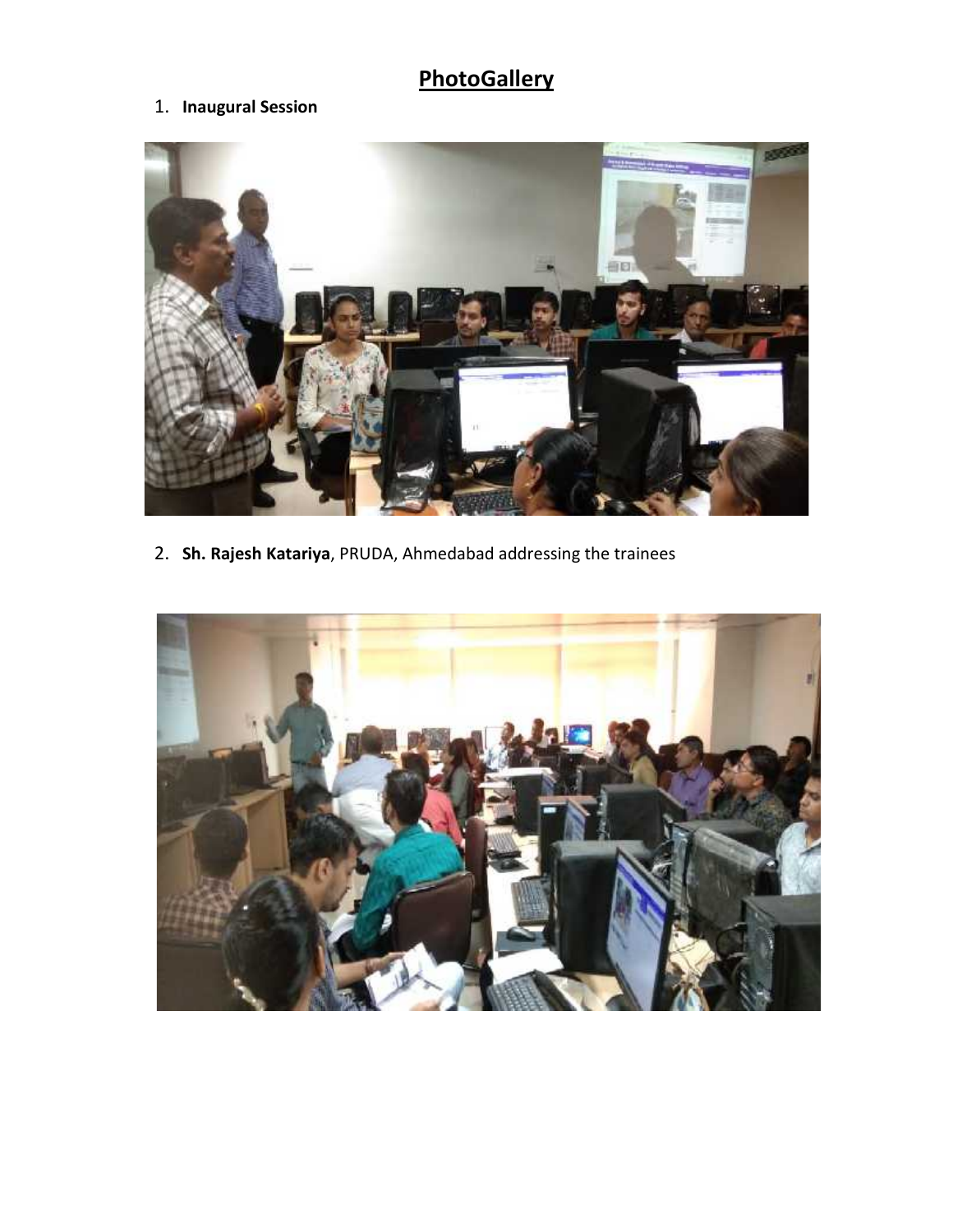# PhotoGallery

1. **Inaugural Session**

2. **Sh. Rajesh Katariya**, PRUDA, Ahmedabad addressing the trainees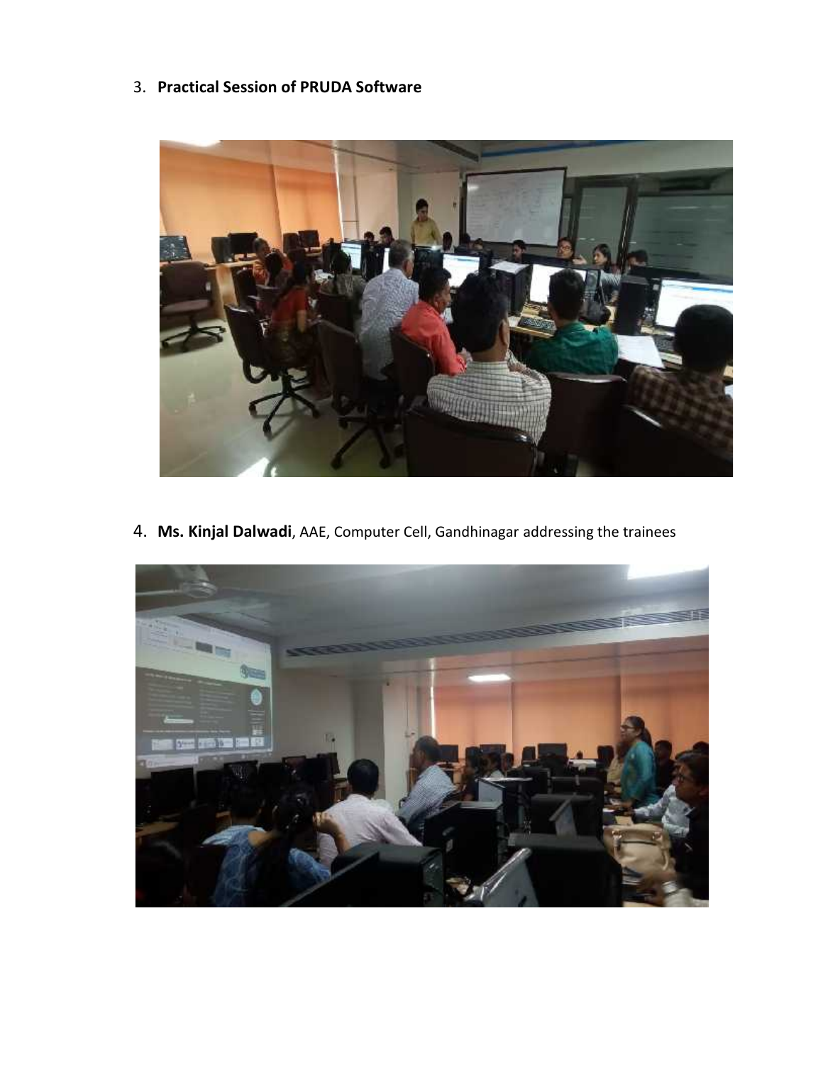3. **Practical Session of PRUDA Software**

4. **Ms. Kinjal Dalwadi**, AAE, Computer Cell, Gandhinagar addressing the trainees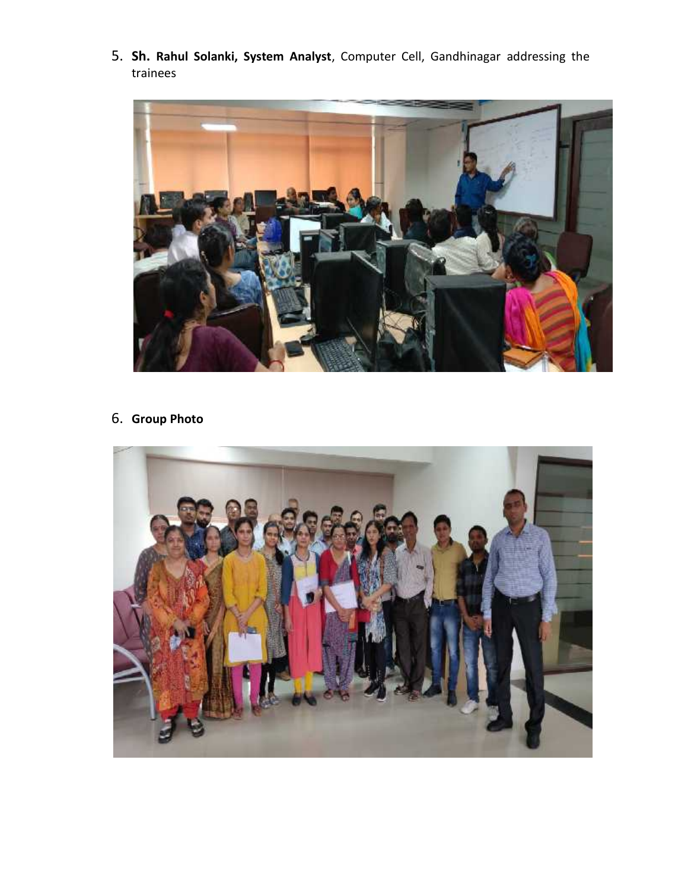5. **Sh. Rahul Solanki, System Analyst**, Computer Cell, Gandhinagar addressing the trainees

6. **Group Photo**